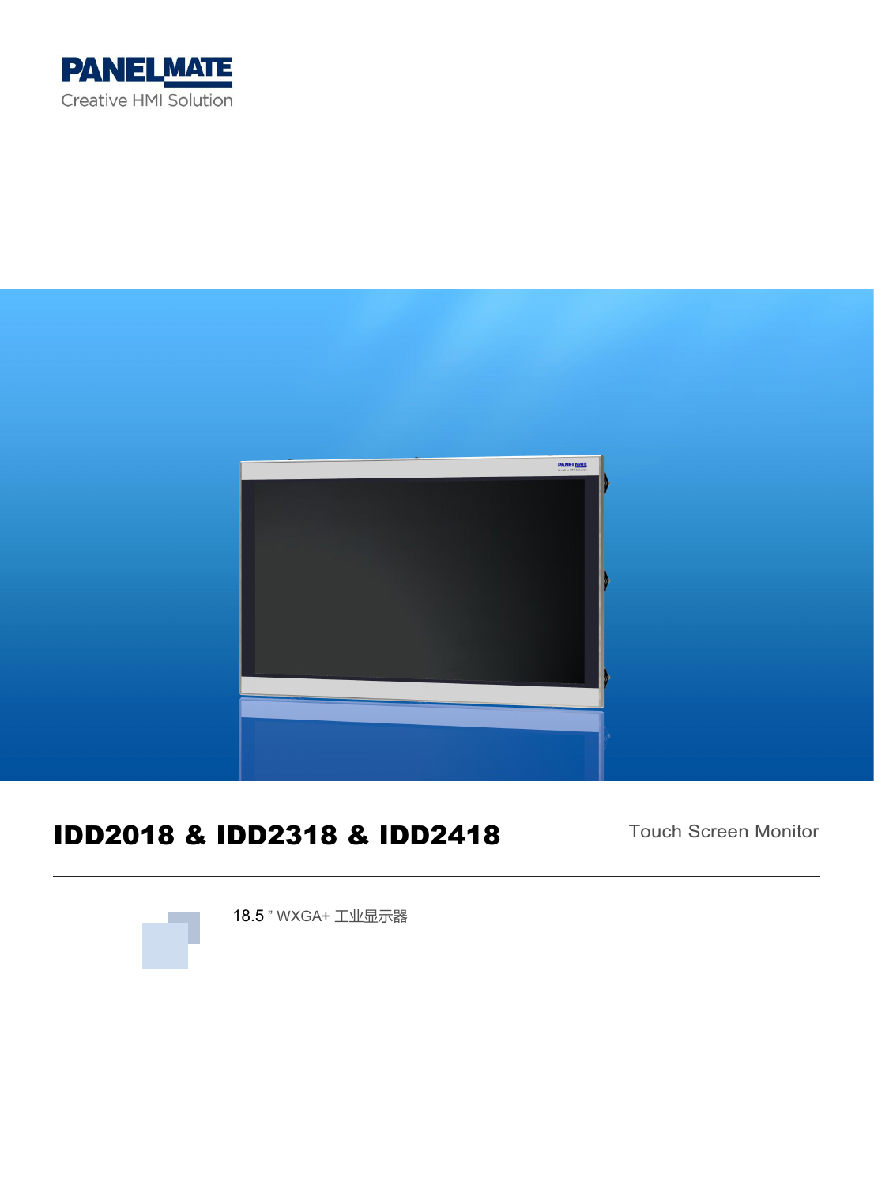PANELMATE

Creative HMI Solution

# IDD2018 & IDD2318 & IDD2418

Touch Screen Monitor

18.5 " WXGA+ 工业显示器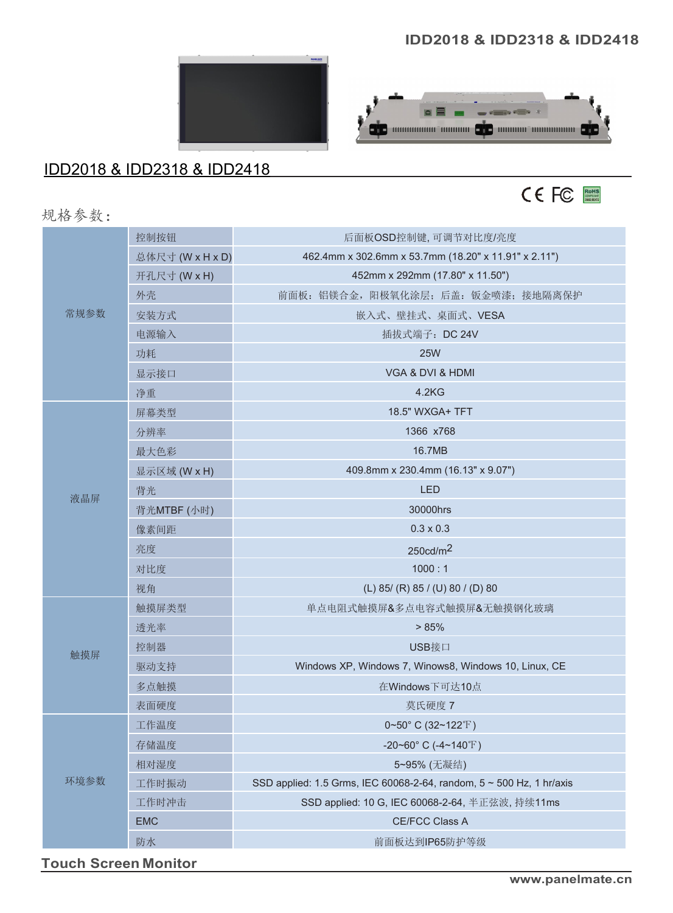# IDD2018 & IDD2318 & IDD2418

CE FC RoHS

规格参数：

| | | |
|---|---|---|
| 常规参数 | 控制按钮 | 后面板OSD控制键, 可调节对比度/亮度 |
| | 总体尺寸 (W x H x D) | 462.4mm x 302.6mm x 53.7mm (18.20" x 11.91" x 2.11") |
| | 开孔尺寸 (W x H) | 452mm x 292mm (17.80" x 11.50") |
| | 外壳 | 前面板：铝镁合金，阳极氧化涂层；后盖：钣金喷漆；接地隔离保护 |
| | 安装方式 | 嵌入式、壁挂式、桌面式、VESA |
| | 电源输入 | 插拔式端子：DC 24V |
| | 功耗 | 25W |
| | 显示接口 | VGA & DVI & HDMI |
| | 净重 | 4.2KG |
| 液晶屏 | 屏幕类型 | 18.5" WXGA+ TFT |
| | 分辨率 | 1366 x768 |
| | 最大色彩 | 16.7MB |
| | 显示区域 (W x H) | 409.8mm x 230.4mm (16.13" x 9.07") |
| | 背光 | LED |
| | 背光MTBF (小时) | 30000hrs |
| | 像素间距 | 0.3 x 0.3 |
| | 亮度 | 250cd/m$^2$ |
| | 对比度 | 1000 : 1 |
| | 视角 | (L) 85/ (R) 85 / (U) 80 / (D) 80 |
| 触摸屏 | 触摸屏类型 | 单点电阻式触摸屏&多点电容式触摸屏&无触摸钢化玻璃 |
| | 透光率 | > 85% |
| | 控制器 | USB接口 |
| | 驱动支持 | Windows XP, Windows 7, Winows8, Windows 10, Linux, CE |
| | 多点触摸 | 在Windows下可达10点 |
| | 表面硬度 | 莫氏硬度 7 |
| 环境参数 | 工作温度 | 0~50° C (32~122℉) |
| | 存储温度 | -20~60° C (-4~140℉) |
| | 相对湿度 | 5~95% (无凝结) |
| | 工作时振动 | SSD applied: 1.5 Grms, IEC 60068-2-64, random, 5 ~ 500 Hz, 1 hr/axis |
| | 工作时冲击 | SSD applied: 10 G, IEC 60068-2-64, 半正弦波, 持续11ms |
| | EMC | CE/FCC Class A |
| | 防水 | 前面板达到IP65防护等级 |

**Touch Screen Monitor**

www.panelmate.cn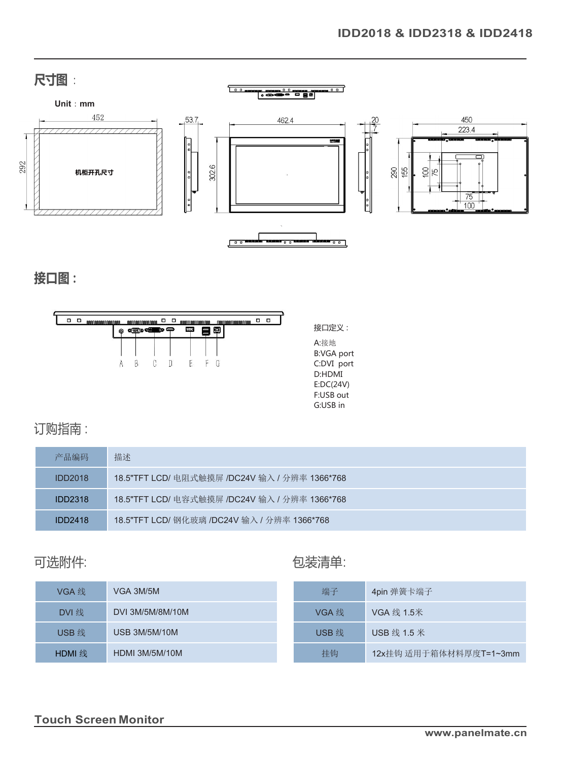## 尺寸图：

Unit：mm

452

292

机柜开孔尺寸

53.7

462.4

302.6

20

7

450

223.4

290

155

100

75

75

100

## 接口图：

A B C D E F G

接口定义：

A:接地
B:VGA port
C:DVI port
D:HDMI
E:DC(24V)
F:USB out
G:USB in

## 订购指南：

| 产品编码 | 描述 |
|---|---|
| IDD2018 | 18.5"TFT LCD/ 电阻式触摸屏 /DC24V 输入 / 分辨率 1366*768 |
| IDD2318 | 18.5"TFT LCD/ 电容式触摸屏 /DC24V 输入 / 分辨率 1366*768 |
| IDD2418 | 18.5"TFT LCD/ 钢化玻璃 /DC24V 输入 / 分辨率 1366*768 |

## 可选附件:

| | |
|---|---|
| VGA 线 | VGA 3M/5M |
| DVI 线 | DVI 3M/5M/8M/10M |
| USB 线 | USB 3M/5M/10M |
| HDMI 线 | HDMI 3M/5M/10M |

## 包装清单:

| | |
|---|---|
| 端子 | 4pin 弹簧卡端子 |
| VGA 线 | VGA 线 1.5米 |
| USB 线 | USB 线 1.5 米 |
| 挂钩 | 12x挂钩 适用于箱体材料厚度T=1~3mm |